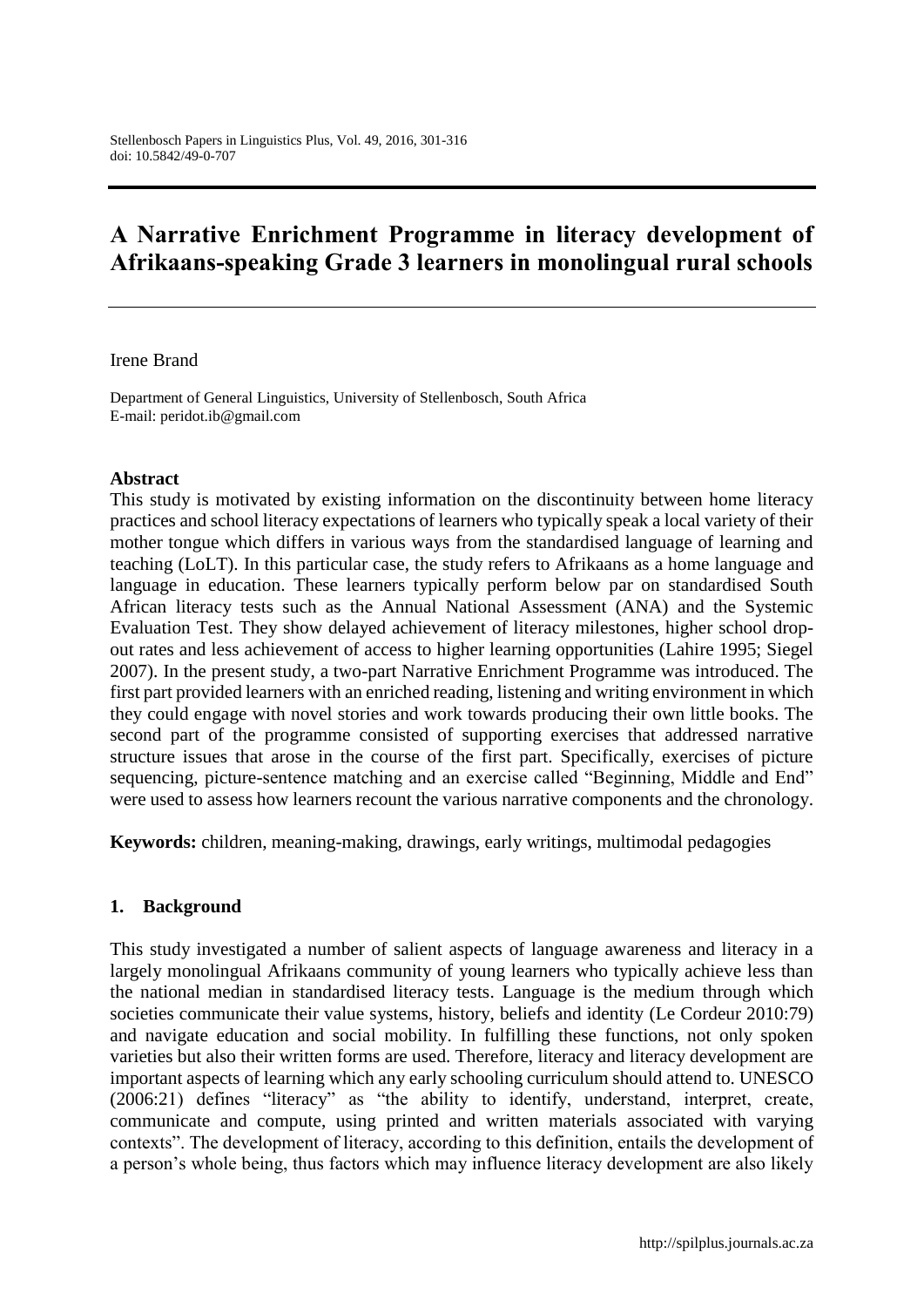# A Narrative Enrichment Programme in literacy development of Afrikaans-speaking Grade 3 learners in monolingual rural schools

Irene Brand

Department of General Linguistics, University of Stellenbosch, South Africa
E-mail: peridot.ib@gmail.com

## Abstract

This study is motivated by existing information on the discontinuity between home literacy practices and school literacy expectations of learners who typically speak a local variety of their mother tongue which differs in various ways from the standardised language of learning and teaching (LoLT). In this particular case, the study refers to Afrikaans as a home language and language in education. These learners typically perform below par on standardised South African literacy tests such as the Annual National Assessment (ANA) and the Systemic Evaluation Test. They show delayed achievement of literacy milestones, higher school drop-out rates and less achievement of access to higher learning opportunities (Lahire 1995; Siegel 2007). In the present study, a two-part Narrative Enrichment Programme was introduced. The first part provided learners with an enriched reading, listening and writing environment in which they could engage with novel stories and work towards producing their own little books. The second part of the programme consisted of supporting exercises that addressed narrative structure issues that arose in the course of the first part. Specifically, exercises of picture sequencing, picture-sentence matching and an exercise called "Beginning, Middle and End" were used to assess how learners recount the various narrative components and the chronology.

**Keywords:** children, meaning-making, drawings, early writings, multimodal pedagogies

## 1. Background

This study investigated a number of salient aspects of language awareness and literacy in a largely monolingual Afrikaans community of young learners who typically achieve less than the national median in standardised literacy tests. Language is the medium through which societies communicate their value systems, history, beliefs and identity (Le Cordeur 2010:79) and navigate education and social mobility. In fulfilling these functions, not only spoken varieties but also their written forms are used. Therefore, literacy and literacy development are important aspects of learning which any early schooling curriculum should attend to. UNESCO (2006:21) defines "literacy" as "the ability to identify, understand, interpret, create, communicate and compute, using printed and written materials associated with varying contexts". The development of literacy, according to this definition, entails the development of a person's whole being, thus factors which may influence literacy development are also likely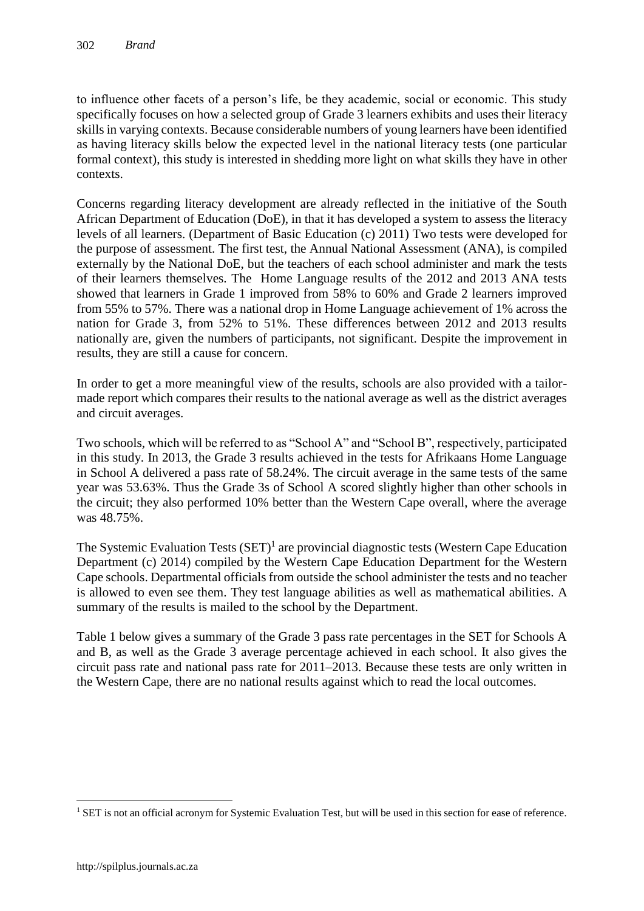to influence other facets of a person's life, be they academic, social or economic. This study specifically focuses on how a selected group of Grade 3 learners exhibits and uses their literacy skills in varying contexts. Because considerable numbers of young learners have been identified as having literacy skills below the expected level in the national literacy tests (one particular formal context), this study is interested in shedding more light on what skills they have in other contexts.

Concerns regarding literacy development are already reflected in the initiative of the South African Department of Education (DoE), in that it has developed a system to assess the literacy levels of all learners. (Department of Basic Education (c) 2011) Two tests were developed for the purpose of assessment. The first test, the Annual National Assessment (ANA), is compiled externally by the National DoE, but the teachers of each school administer and mark the tests of their learners themselves. The Home Language results of the 2012 and 2013 ANA tests showed that learners in Grade 1 improved from 58% to 60% and Grade 2 learners improved from 55% to 57%. There was a national drop in Home Language achievement of 1% across the nation for Grade 3, from 52% to 51%. These differences between 2012 and 2013 results nationally are, given the numbers of participants, not significant. Despite the improvement in results, they are still a cause for concern.

In order to get a more meaningful view of the results, schools are also provided with a tailor-made report which compares their results to the national average as well as the district averages and circuit averages.

Two schools, which will be referred to as "School A" and "School B", respectively, participated in this study. In 2013, the Grade 3 results achieved in the tests for Afrikaans Home Language in School A delivered a pass rate of 58.24%. The circuit average in the same tests of the same year was 53.63%. Thus the Grade 3s of School A scored slightly higher than other schools in the circuit; they also performed 10% better than the Western Cape overall, where the average was 48.75%.

The Systemic Evaluation Tests (SET)[1] are provincial diagnostic tests (Western Cape Education Department (c) 2014) compiled by the Western Cape Education Department for the Western Cape schools. Departmental officials from outside the school administer the tests and no teacher is allowed to even see them. They test language abilities as well as mathematical abilities. A summary of the results is mailed to the school by the Department.

Table 1 below gives a summary of the Grade 3 pass rate percentages in the SET for Schools A and B, as well as the Grade 3 average percentage achieved in each school. It also gives the circuit pass rate and national pass rate for 2011–2013. Because these tests are only written in the Western Cape, there are no national results against which to read the local outcomes.

[1] SET is not an official acronym for Systemic Evaluation Test, but will be used in this section for ease of reference.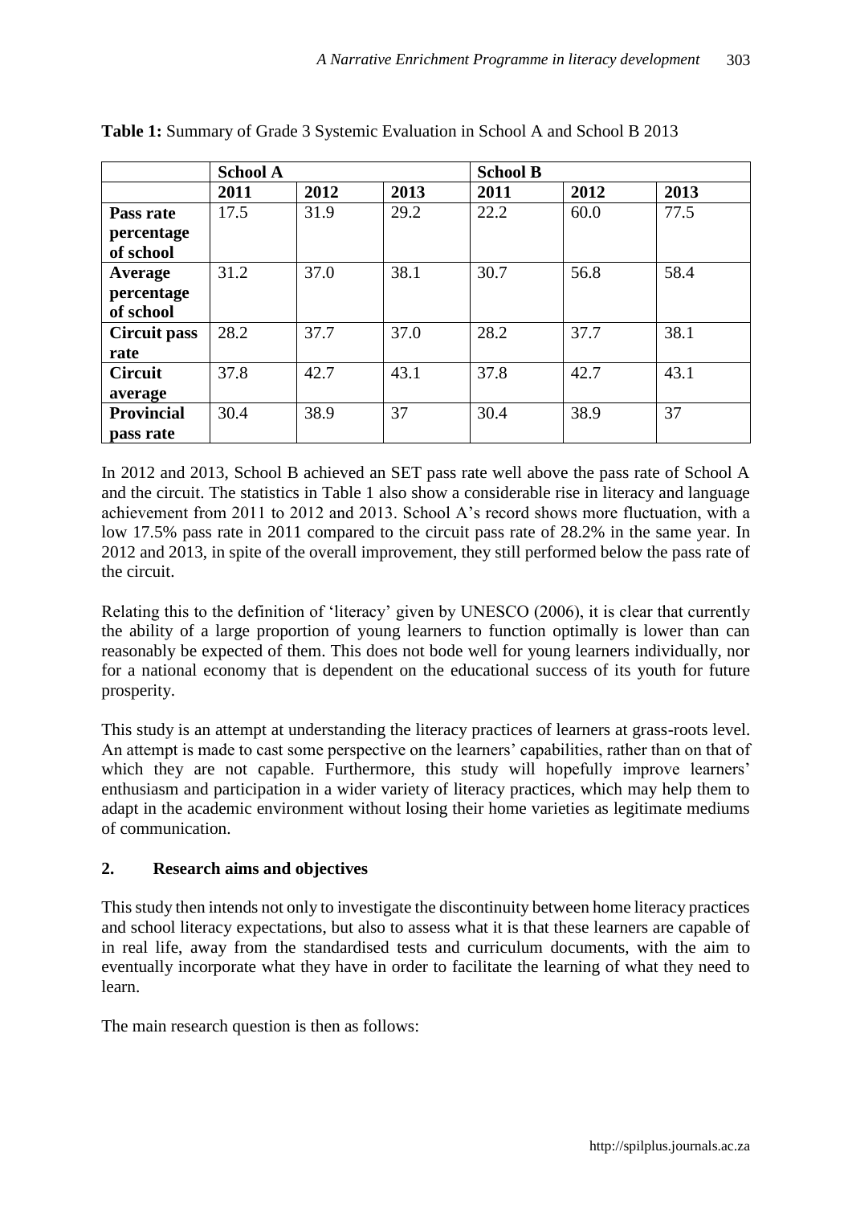**Table 1:** Summary of Grade 3 Systemic Evaluation in School A and School B 2013

| | School A | | | School B | | |
|---|---|---|---|---|---|---|
| | **2011** | **2012** | **2013** | **2011** | **2012** | **2013** |
| **Pass rate percentage of school** | 17.5 | 31.9 | 29.2 | 22.2 | 60.0 | 77.5 |
| **Average percentage of school** | 31.2 | 37.0 | 38.1 | 30.7 | 56.8 | 58.4 |
| **Circuit pass rate** | 28.2 | 37.7 | 37.0 | 28.2 | 37.7 | 38.1 |
| **Circuit average** | 37.8 | 42.7 | 43.1 | 37.8 | 42.7 | 43.1 |
| **Provincial pass rate** | 30.4 | 38.9 | 37 | 30.4 | 38.9 | 37 |

In 2012 and 2013, School B achieved an SET pass rate well above the pass rate of School A and the circuit. The statistics in Table 1 also show a considerable rise in literacy and language achievement from 2011 to 2012 and 2013. School A's record shows more fluctuation, with a low 17.5% pass rate in 2011 compared to the circuit pass rate of 28.2% in the same year. In 2012 and 2013, in spite of the overall improvement, they still performed below the pass rate of the circuit.

Relating this to the definition of 'literacy' given by UNESCO (2006), it is clear that currently the ability of a large proportion of young learners to function optimally is lower than can reasonably be expected of them. This does not bode well for young learners individually, nor for a national economy that is dependent on the educational success of its youth for future prosperity.

This study is an attempt at understanding the literacy practices of learners at grass-roots level. An attempt is made to cast some perspective on the learners' capabilities, rather than on that of which they are not capable. Furthermore, this study will hopefully improve learners' enthusiasm and participation in a wider variety of literacy practices, which may help them to adapt in the academic environment without losing their home varieties as legitimate mediums of communication.

## 2. Research aims and objectives

This study then intends not only to investigate the discontinuity between home literacy practices and school literacy expectations, but also to assess what it is that these learners are capable of in real life, away from the standardised tests and curriculum documents, with the aim to eventually incorporate what they have in order to facilitate the learning of what they need to learn.

The main research question is then as follows: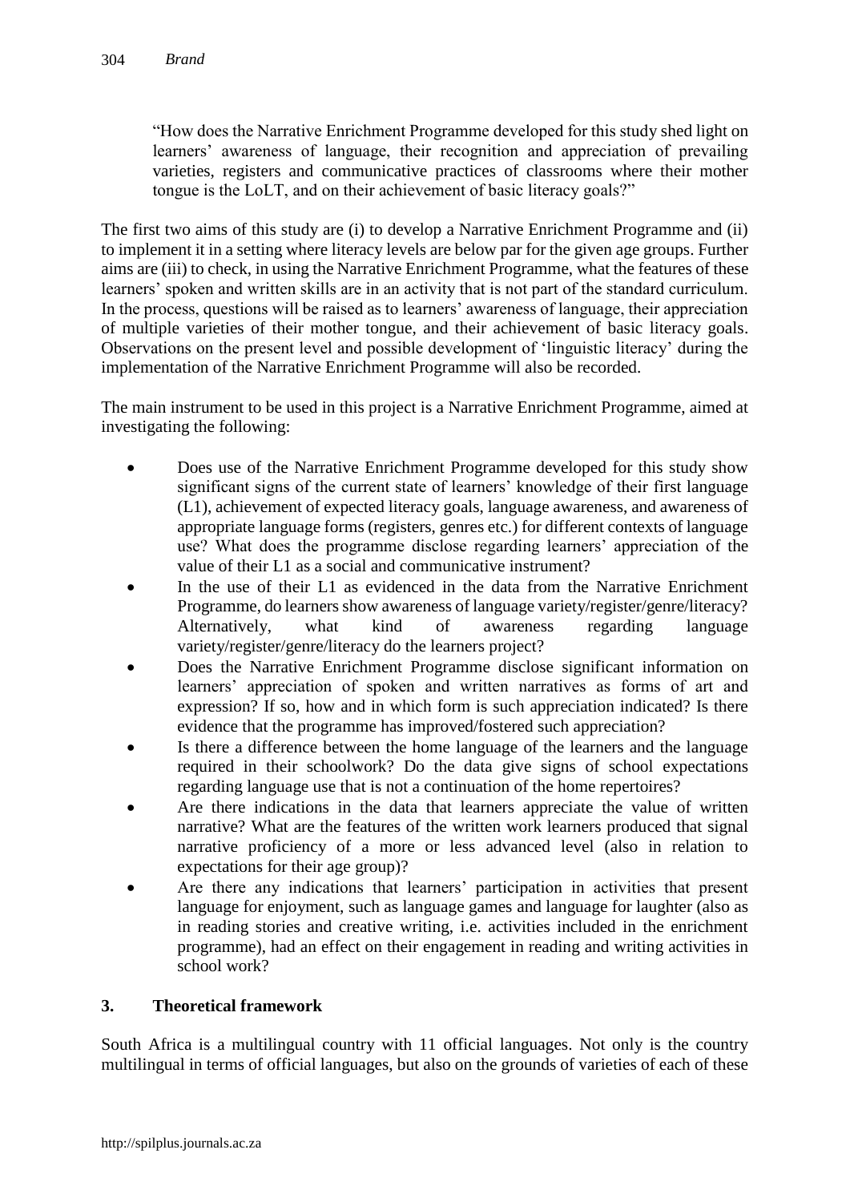"How does the Narrative Enrichment Programme developed for this study shed light on learners' awareness of language, their recognition and appreciation of prevailing varieties, registers and communicative practices of classrooms where their mother tongue is the LoLT, and on their achievement of basic literacy goals?"

The first two aims of this study are (i) to develop a Narrative Enrichment Programme and (ii) to implement it in a setting where literacy levels are below par for the given age groups. Further aims are (iii) to check, in using the Narrative Enrichment Programme, what the features of these learners' spoken and written skills are in an activity that is not part of the standard curriculum. In the process, questions will be raised as to learners' awareness of language, their appreciation of multiple varieties of their mother tongue, and their achievement of basic literacy goals. Observations on the present level and possible development of 'linguistic literacy' during the implementation of the Narrative Enrichment Programme will also be recorded.

The main instrument to be used in this project is a Narrative Enrichment Programme, aimed at investigating the following:

- Does use of the Narrative Enrichment Programme developed for this study show significant signs of the current state of learners' knowledge of their first language (L1), achievement of expected literacy goals, language awareness, and awareness of appropriate language forms (registers, genres etc.) for different contexts of language use? What does the programme disclose regarding learners' appreciation of the value of their L1 as a social and communicative instrument?
- In the use of their L1 as evidenced in the data from the Narrative Enrichment Programme, do learners show awareness of language variety/register/genre/literacy? Alternatively, what kind of awareness regarding language variety/register/genre/literacy do the learners project?
- Does the Narrative Enrichment Programme disclose significant information on learners' appreciation of spoken and written narratives as forms of art and expression? If so, how and in which form is such appreciation indicated? Is there evidence that the programme has improved/fostered such appreciation?
- Is there a difference between the home language of the learners and the language required in their schoolwork? Do the data give signs of school expectations regarding language use that is not a continuation of the home repertoires?
- Are there indications in the data that learners appreciate the value of written narrative? What are the features of the written work learners produced that signal narrative proficiency of a more or less advanced level (also in relation to expectations for their age group)?
- Are there any indications that learners' participation in activities that present language for enjoyment, such as language games and language for laughter (also as in reading stories and creative writing, i.e. activities included in the enrichment programme), had an effect on their engagement in reading and writing activities in school work?

## 3. Theoretical framework

South Africa is a multilingual country with 11 official languages. Not only is the country multilingual in terms of official languages, but also on the grounds of varieties of each of these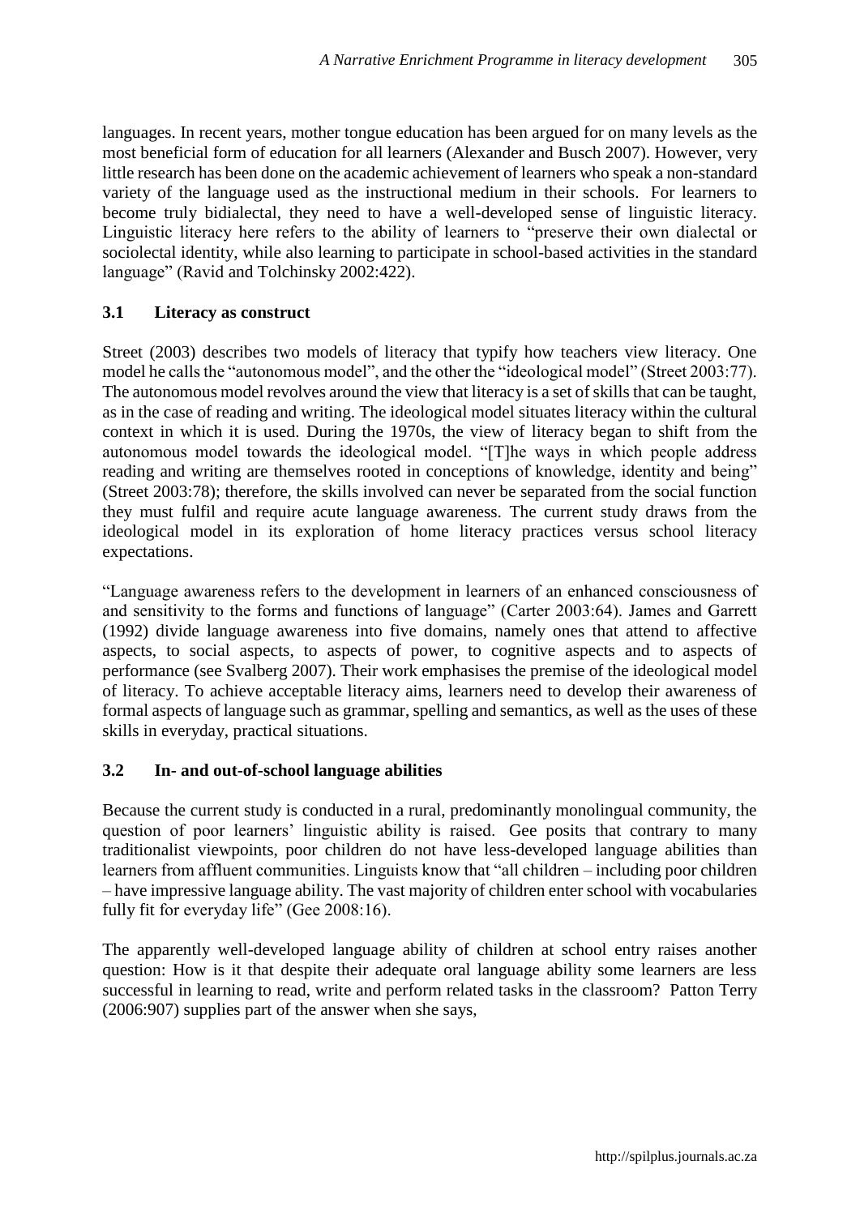languages. In recent years, mother tongue education has been argued for on many levels as the most beneficial form of education for all learners (Alexander and Busch 2007). However, very little research has been done on the academic achievement of learners who speak a non-standard variety of the language used as the instructional medium in their schools. For learners to become truly bidialectal, they need to have a well-developed sense of linguistic literacy. Linguistic literacy here refers to the ability of learners to "preserve their own dialectal or sociolectal identity, while also learning to participate in school-based activities in the standard language" (Ravid and Tolchinsky 2002:422).

### 3.1 Literacy as construct

Street (2003) describes two models of literacy that typify how teachers view literacy. One model he calls the "autonomous model", and the other the "ideological model" (Street 2003:77). The autonomous model revolves around the view that literacy is a set of skills that can be taught, as in the case of reading and writing. The ideological model situates literacy within the cultural context in which it is used. During the 1970s, the view of literacy began to shift from the autonomous model towards the ideological model. "[T]he ways in which people address reading and writing are themselves rooted in conceptions of knowledge, identity and being" (Street 2003:78); therefore, the skills involved can never be separated from the social function they must fulfil and require acute language awareness. The current study draws from the ideological model in its exploration of home literacy practices versus school literacy expectations.

"Language awareness refers to the development in learners of an enhanced consciousness of and sensitivity to the forms and functions of language" (Carter 2003:64). James and Garrett (1992) divide language awareness into five domains, namely ones that attend to affective aspects, to social aspects, to aspects of power, to cognitive aspects and to aspects of performance (see Svalberg 2007). Their work emphasises the premise of the ideological model of literacy. To achieve acceptable literacy aims, learners need to develop their awareness of formal aspects of language such as grammar, spelling and semantics, as well as the uses of these skills in everyday, practical situations.

### 3.2 In- and out-of-school language abilities

Because the current study is conducted in a rural, predominantly monolingual community, the question of poor learners' linguistic ability is raised. Gee posits that contrary to many traditionalist viewpoints, poor children do not have less-developed language abilities than learners from affluent communities. Linguists know that "all children – including poor children – have impressive language ability. The vast majority of children enter school with vocabularies fully fit for everyday life" (Gee 2008:16).

The apparently well-developed language ability of children at school entry raises another question: How is it that despite their adequate oral language ability some learners are less successful in learning to read, write and perform related tasks in the classroom? Patton Terry (2006:907) supplies part of the answer when she says,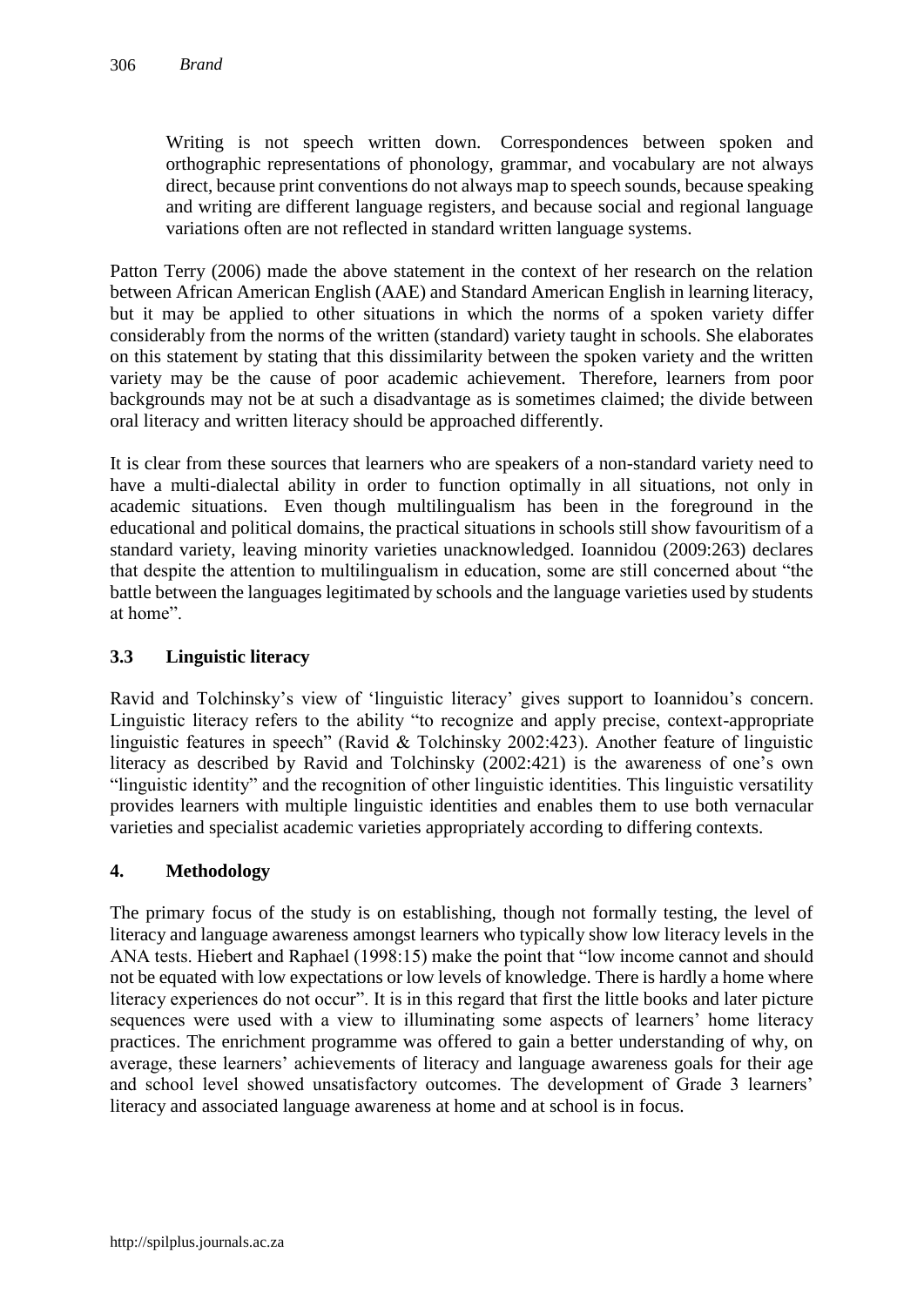> Writing is not speech written down. Correspondences between spoken and orthographic representations of phonology, grammar, and vocabulary are not always direct, because print conventions do not always map to speech sounds, because speaking and writing are different language registers, and because social and regional language variations often are not reflected in standard written language systems.

Patton Terry (2006) made the above statement in the context of her research on the relation between African American English (AAE) and Standard American English in learning literacy, but it may be applied to other situations in which the norms of a spoken variety differ considerably from the norms of the written (standard) variety taught in schools. She elaborates on this statement by stating that this dissimilarity between the spoken variety and the written variety may be the cause of poor academic achievement. Therefore, learners from poor backgrounds may not be at such a disadvantage as is sometimes claimed; the divide between oral literacy and written literacy should be approached differently.

It is clear from these sources that learners who are speakers of a non-standard variety need to have a multi-dialectal ability in order to function optimally in all situations, not only in academic situations. Even though multilingualism has been in the foreground in the educational and political domains, the practical situations in schools still show favouritism of a standard variety, leaving minority varieties unacknowledged. Ioannidou (2009:263) declares that despite the attention to multilingualism in education, some are still concerned about "the battle between the languages legitimated by schools and the language varieties used by students at home".

### 3.3 Linguistic literacy

Ravid and Tolchinsky's view of 'linguistic literacy' gives support to Ioannidou's concern. Linguistic literacy refers to the ability "to recognize and apply precise, context-appropriate linguistic features in speech" (Ravid & Tolchinsky 2002:423). Another feature of linguistic literacy as described by Ravid and Tolchinsky (2002:421) is the awareness of one's own "linguistic identity" and the recognition of other linguistic identities. This linguistic versatility provides learners with multiple linguistic identities and enables them to use both vernacular varieties and specialist academic varieties appropriately according to differing contexts.

## 4. Methodology

The primary focus of the study is on establishing, though not formally testing, the level of literacy and language awareness amongst learners who typically show low literacy levels in the ANA tests. Hiebert and Raphael (1998:15) make the point that "low income cannot and should not be equated with low expectations or low levels of knowledge. There is hardly a home where literacy experiences do not occur". It is in this regard that first the little books and later picture sequences were used with a view to illuminating some aspects of learners' home literacy practices. The enrichment programme was offered to gain a better understanding of why, on average, these learners' achievements of literacy and language awareness goals for their age and school level showed unsatisfactory outcomes. The development of Grade 3 learners' literacy and associated language awareness at home and at school is in focus.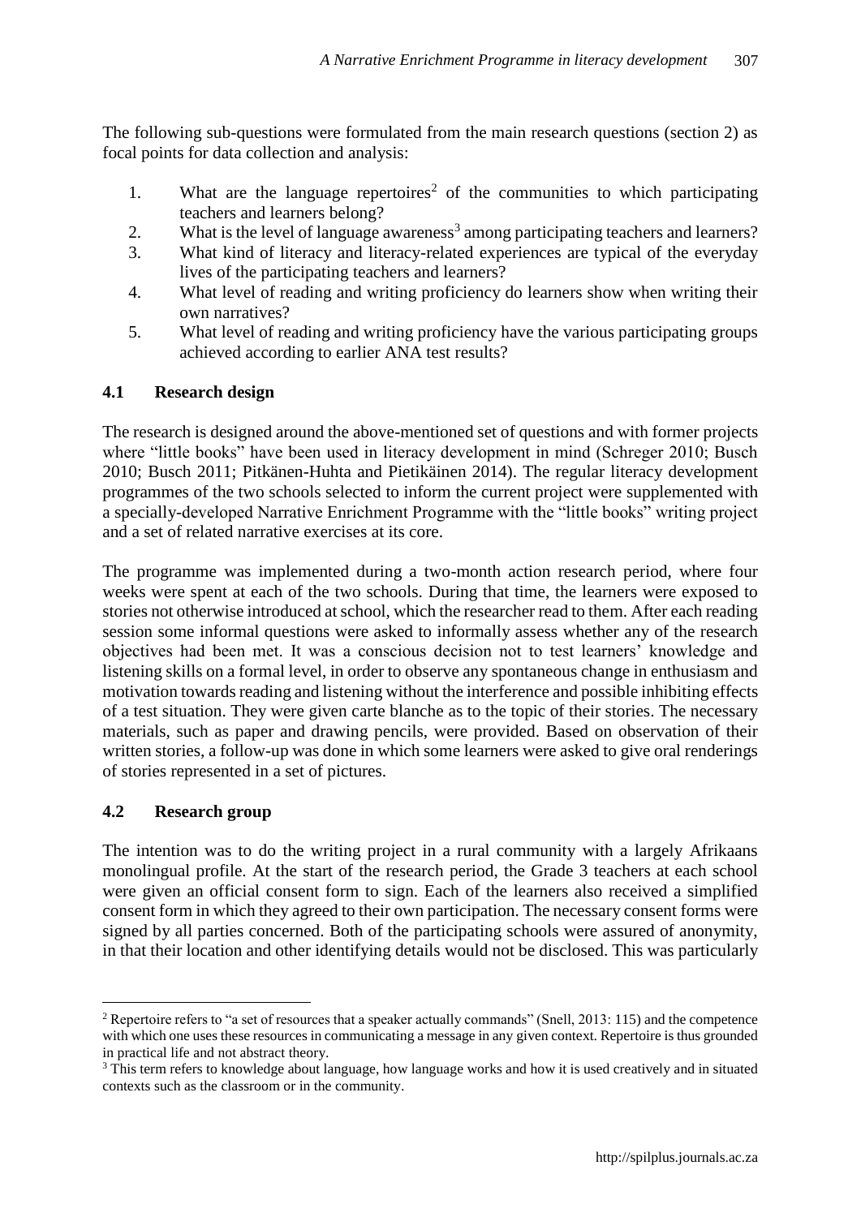The following sub-questions were formulated from the main research questions (section 2) as focal points for data collection and analysis:

1. What are the language repertoires[2] of the communities to which participating teachers and learners belong?
2. What is the level of language awareness[3] among participating teachers and learners?
3. What kind of literacy and literacy-related experiences are typical of the everyday lives of the participating teachers and learners?
4. What level of reading and writing proficiency do learners show when writing their own narratives?
5. What level of reading and writing proficiency have the various participating groups achieved according to earlier ANA test results?

### 4.1 Research design

The research is designed around the above-mentioned set of questions and with former projects where "little books" have been used in literacy development in mind (Schreger 2010; Busch 2010; Busch 2011; Pitkänen-Huhta and Pietikäinen 2014). The regular literacy development programmes of the two schools selected to inform the current project were supplemented with a specially-developed Narrative Enrichment Programme with the "little books" writing project and a set of related narrative exercises at its core.

The programme was implemented during a two-month action research period, where four weeks were spent at each of the two schools. During that time, the learners were exposed to stories not otherwise introduced at school, which the researcher read to them. After each reading session some informal questions were asked to informally assess whether any of the research objectives had been met. It was a conscious decision not to test learners' knowledge and listening skills on a formal level, in order to observe any spontaneous change in enthusiasm and motivation towards reading and listening without the interference and possible inhibiting effects of a test situation. They were given carte blanche as to the topic of their stories. The necessary materials, such as paper and drawing pencils, were provided. Based on observation of their written stories, a follow-up was done in which some learners were asked to give oral renderings of stories represented in a set of pictures.

### 4.2 Research group

The intention was to do the writing project in a rural community with a largely Afrikaans monolingual profile. At the start of the research period, the Grade 3 teachers at each school were given an official consent form to sign. Each of the learners also received a simplified consent form in which they agreed to their own participation. The necessary consent forms were signed by all parties concerned. Both of the participating schools were assured of anonymity, in that their location and other identifying details would not be disclosed. This was particularly

---

[2] Repertoire refers to "a set of resources that a speaker actually commands" (Snell, 2013: 115) and the competence with which one uses these resources in communicating a message in any given context. Repertoire is thus grounded in practical life and not abstract theory.

[3] This term refers to knowledge about language, how language works and how it is used creatively and in situated contexts such as the classroom or in the community.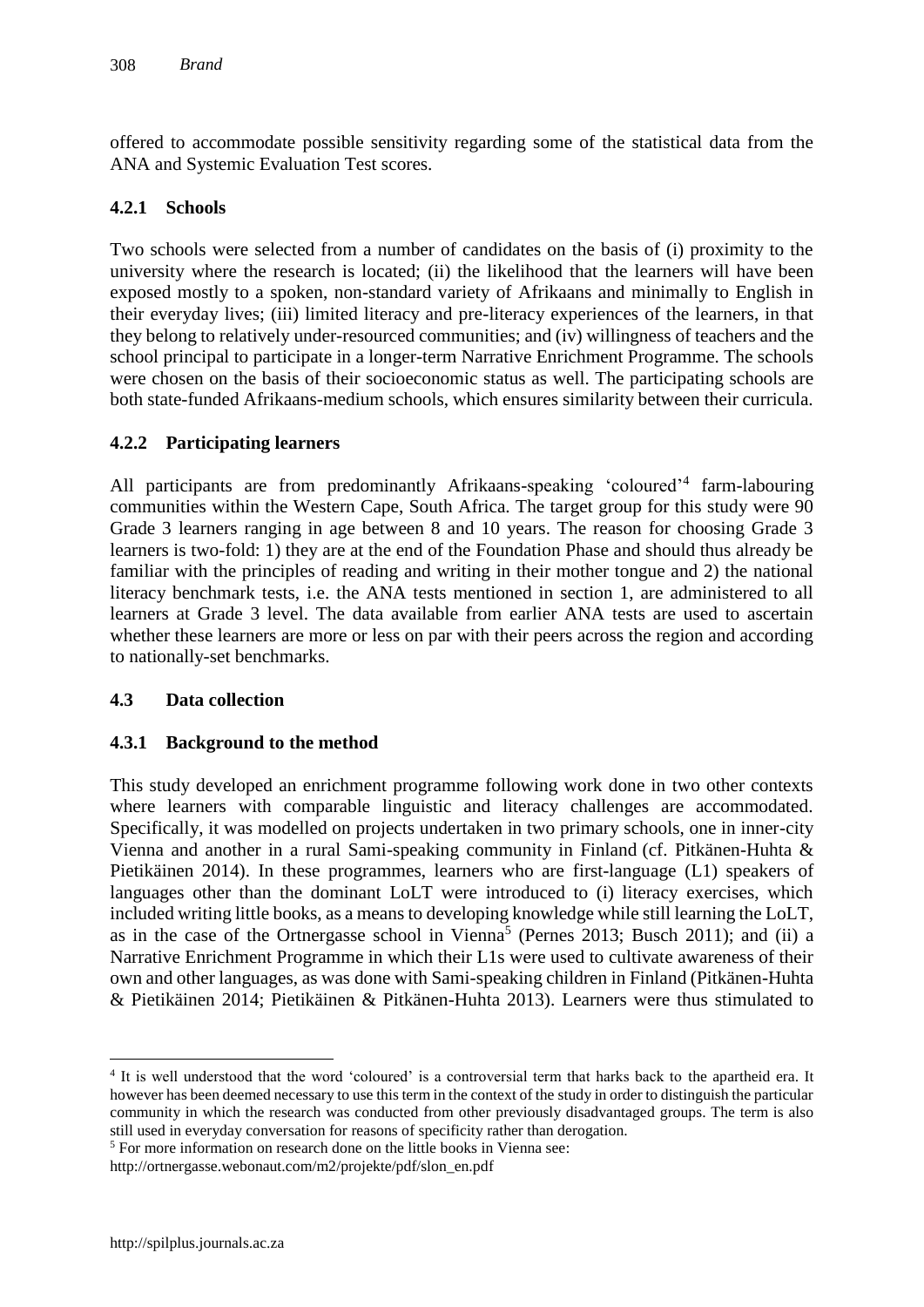offered to accommodate possible sensitivity regarding some of the statistical data from the ANA and Systemic Evaluation Test scores.

#### 4.2.1 Schools

Two schools were selected from a number of candidates on the basis of (i) proximity to the university where the research is located; (ii) the likelihood that the learners will have been exposed mostly to a spoken, non-standard variety of Afrikaans and minimally to English in their everyday lives; (iii) limited literacy and pre-literacy experiences of the learners, in that they belong to relatively under-resourced communities; and (iv) willingness of teachers and the school principal to participate in a longer-term Narrative Enrichment Programme. The schools were chosen on the basis of their socioeconomic status as well. The participating schools are both state-funded Afrikaans-medium schools, which ensures similarity between their curricula.

#### 4.2.2 Participating learners

All participants are from predominantly Afrikaans-speaking 'coloured'[4] farm-labouring communities within the Western Cape, South Africa. The target group for this study were 90 Grade 3 learners ranging in age between 8 and 10 years. The reason for choosing Grade 3 learners is two-fold: 1) they are at the end of the Foundation Phase and should thus already be familiar with the principles of reading and writing in their mother tongue and 2) the national literacy benchmark tests, i.e. the ANA tests mentioned in section 1, are administered to all learners at Grade 3 level. The data available from earlier ANA tests are used to ascertain whether these learners are more or less on par with their peers across the region and according to nationally-set benchmarks.

### 4.3 Data collection

#### 4.3.1 Background to the method

This study developed an enrichment programme following work done in two other contexts where learners with comparable linguistic and literacy challenges are accommodated. Specifically, it was modelled on projects undertaken in two primary schools, one in inner-city Vienna and another in a rural Sami-speaking community in Finland (cf. Pitkänen-Huhta & Pietikäinen 2014). In these programmes, learners who are first-language (L1) speakers of languages other than the dominant LoLT were introduced to (i) literacy exercises, which included writing little books, as a means to developing knowledge while still learning the LoLT, as in the case of the Ortnergasse school in Vienna[5] (Pernes 2013; Busch 2011); and (ii) a Narrative Enrichment Programme in which their L1s were used to cultivate awareness of their own and other languages, as was done with Sami-speaking children in Finland (Pitkänen-Huhta & Pietikäinen 2014; Pietikäinen & Pitkänen-Huhta 2013). Learners were thus stimulated to

[4] It is well understood that the word 'coloured' is a controversial term that harks back to the apartheid era. It however has been deemed necessary to use this term in the context of the study in order to distinguish the particular community in which the research was conducted from other previously disadvantaged groups. The term is also still used in everyday conversation for reasons of specificity rather than derogation.

[5] For more information on research done on the little books in Vienna see:
http://ortnergasse.webonaut.com/m2/projekte/pdf/slon_en.pdf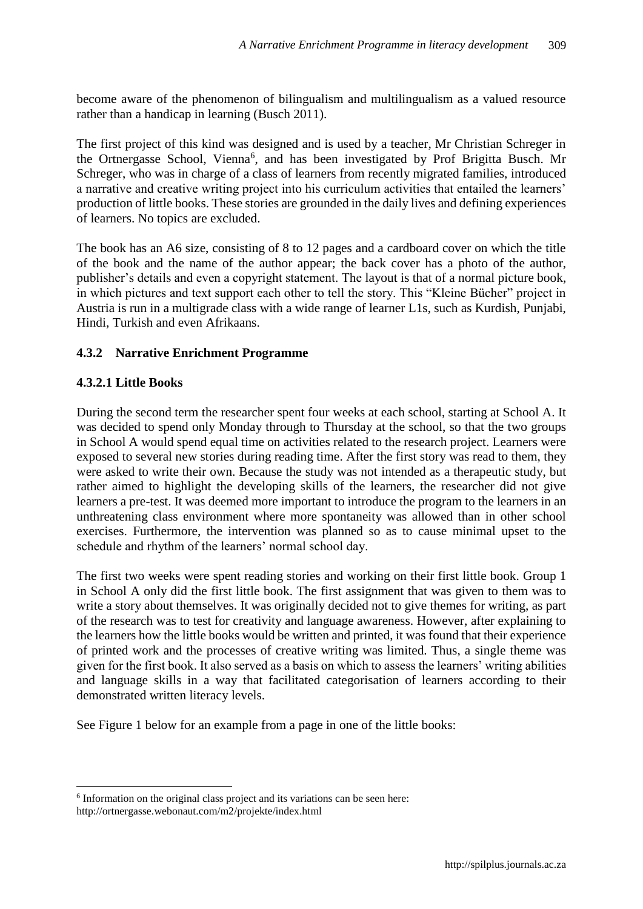become aware of the phenomenon of bilingualism and multilingualism as a valued resource rather than a handicap in learning (Busch 2011).

The first project of this kind was designed and is used by a teacher, Mr Christian Schreger in the Ortnergasse School, Vienna[6], and has been investigated by Prof Brigitta Busch. Mr Schreger, who was in charge of a class of learners from recently migrated families, introduced a narrative and creative writing project into his curriculum activities that entailed the learners' production of little books. These stories are grounded in the daily lives and defining experiences of learners. No topics are excluded.

The book has an A6 size, consisting of 8 to 12 pages and a cardboard cover on which the title of the book and the name of the author appear; the back cover has a photo of the author, publisher's details and even a copyright statement. The layout is that of a normal picture book, in which pictures and text support each other to tell the story. This "Kleine Bücher" project in Austria is run in a multigrade class with a wide range of learner L1s, such as Kurdish, Punjabi, Hindi, Turkish and even Afrikaans.

### 4.3.2 Narrative Enrichment Programme

#### 4.3.2.1 Little Books

During the second term the researcher spent four weeks at each school, starting at School A. It was decided to spend only Monday through to Thursday at the school, so that the two groups in School A would spend equal time on activities related to the research project. Learners were exposed to several new stories during reading time. After the first story was read to them, they were asked to write their own. Because the study was not intended as a therapeutic study, but rather aimed to highlight the developing skills of the learners, the researcher did not give learners a pre-test. It was deemed more important to introduce the program to the learners in an unthreatening class environment where more spontaneity was allowed than in other school exercises. Furthermore, the intervention was planned so as to cause minimal upset to the schedule and rhythm of the learners' normal school day.

The first two weeks were spent reading stories and working on their first little book. Group 1 in School A only did the first little book. The first assignment that was given to them was to write a story about themselves. It was originally decided not to give themes for writing, as part of the research was to test for creativity and language awareness. However, after explaining to the learners how the little books would be written and printed, it was found that their experience of printed work and the processes of creative writing was limited. Thus, a single theme was given for the first book. It also served as a basis on which to assess the learners' writing abilities and language skills in a way that facilitated categorisation of learners according to their demonstrated written literacy levels.

See Figure 1 below for an example from a page in one of the little books:

[6] Information on the original class project and its variations can be seen here: http://ortnergasse.webonaut.com/m2/projekte/index.html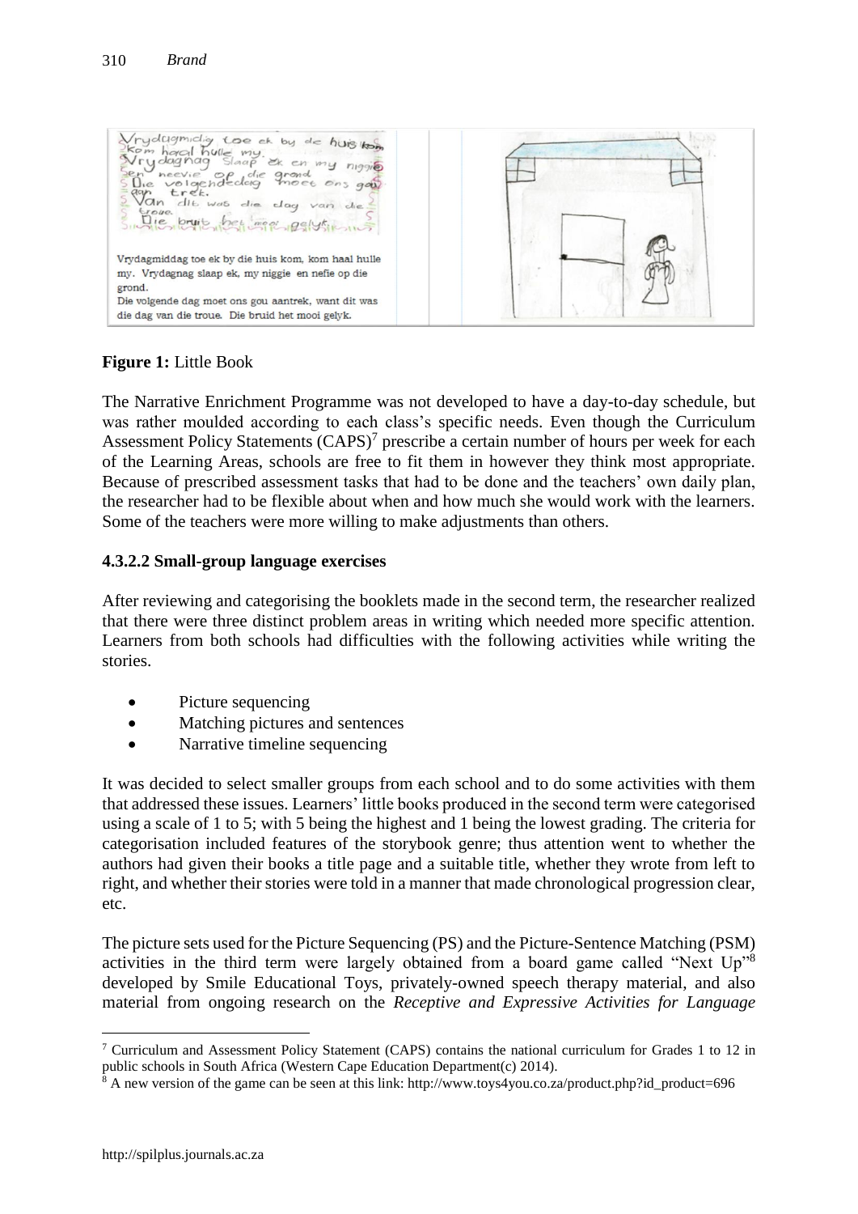Vrydagmiddag toe ek by die huis kom, kom haal hulle my. Vrydagnag slaap ek, my niggie en nefie op die grond.
Die volgende dag moet ons gou aantrek, want dit was die dag van die troue. Die bruid het mooi gelyk.

**Figure 1:** Little Book

The Narrative Enrichment Programme was not developed to have a day-to-day schedule, but was rather moulded according to each class's specific needs. Even though the Curriculum Assessment Policy Statements (CAPS)[7] prescribe a certain number of hours per week for each of the Learning Areas, schools are free to fit them in however they think most appropriate. Because of prescribed assessment tasks that had to be done and the teachers' own daily plan, the researcher had to be flexible about when and how much she would work with the learners. Some of the teachers were more willing to make adjustments than others.

#### 4.3.2.2 Small-group language exercises

After reviewing and categorising the booklets made in the second term, the researcher realized that there were three distinct problem areas in writing which needed more specific attention. Learners from both schools had difficulties with the following activities while writing the stories.

- Picture sequencing
- Matching pictures and sentences
- Narrative timeline sequencing

It was decided to select smaller groups from each school and to do some activities with them that addressed these issues. Learners' little books produced in the second term were categorised using a scale of 1 to 5; with 5 being the highest and 1 being the lowest grading. The criteria for categorisation included features of the storybook genre; thus attention went to whether the authors had given their books a title page and a suitable title, whether they wrote from left to right, and whether their stories were told in a manner that made chronological progression clear, etc.

The picture sets used for the Picture Sequencing (PS) and the Picture-Sentence Matching (PSM) activities in the third term were largely obtained from a board game called "Next Up"[8] developed by Smile Educational Toys, privately-owned speech therapy material, and also material from ongoing research on the *Receptive and Expressive Activities for Language*

[7] Curriculum and Assessment Policy Statement (CAPS) contains the national curriculum for Grades 1 to 12 in public schools in South Africa (Western Cape Education Department(c) 2014).

[8] A new version of the game can be seen at this link: http://www.toys4you.co.za/product.php?id_product=696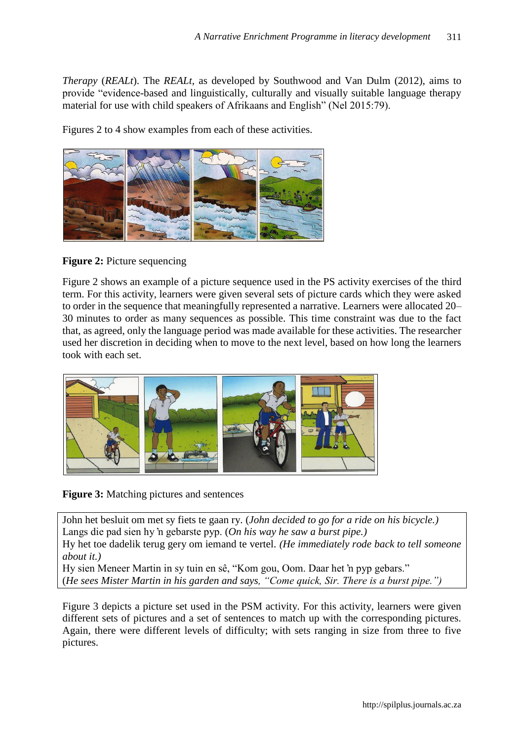*Therapy* (*REALt*). The *REALt*, as developed by Southwood and Van Dulm (2012), aims to provide "evidence-based and linguistically, culturally and visually suitable language therapy material for use with child speakers of Afrikaans and English" (Nel 2015:79).

Figures 2 to 4 show examples from each of these activities.

**Figure 2:** Picture sequencing

Figure 2 shows an example of a picture sequence used in the PS activity exercises of the third term. For this activity, learners were given several sets of picture cards which they were asked to order in the sequence that meaningfully represented a narrative. Learners were allocated 20–30 minutes to order as many sequences as possible. This time constraint was due to the fact that, as agreed, only the language period was made available for these activities. The researcher used her discretion in deciding when to move to the next level, based on how long the learners took with each set.

**Figure 3:** Matching pictures and sentences

John het besluit om met sy fiets te gaan ry. (*John decided to go for a ride on his bicycle.*)
Langs die pad sien hy 'n gebarste pyp. (*On his way he saw a burst pipe.*)
Hy het toe dadelik terug gery om iemand te vertel. *(He immediately rode back to tell someone about it.)*
Hy sien Meneer Martin in sy tuin en sê, "Kom gou, Oom. Daar het 'n pyp gebars."
(*He sees Mister Martin in his garden and says, "Come quick, Sir. There is a burst pipe.")*

Figure 3 depicts a picture set used in the PSM activity. For this activity, learners were given different sets of pictures and a set of sentences to match up with the corresponding pictures. Again, there were different levels of difficulty; with sets ranging in size from three to five pictures.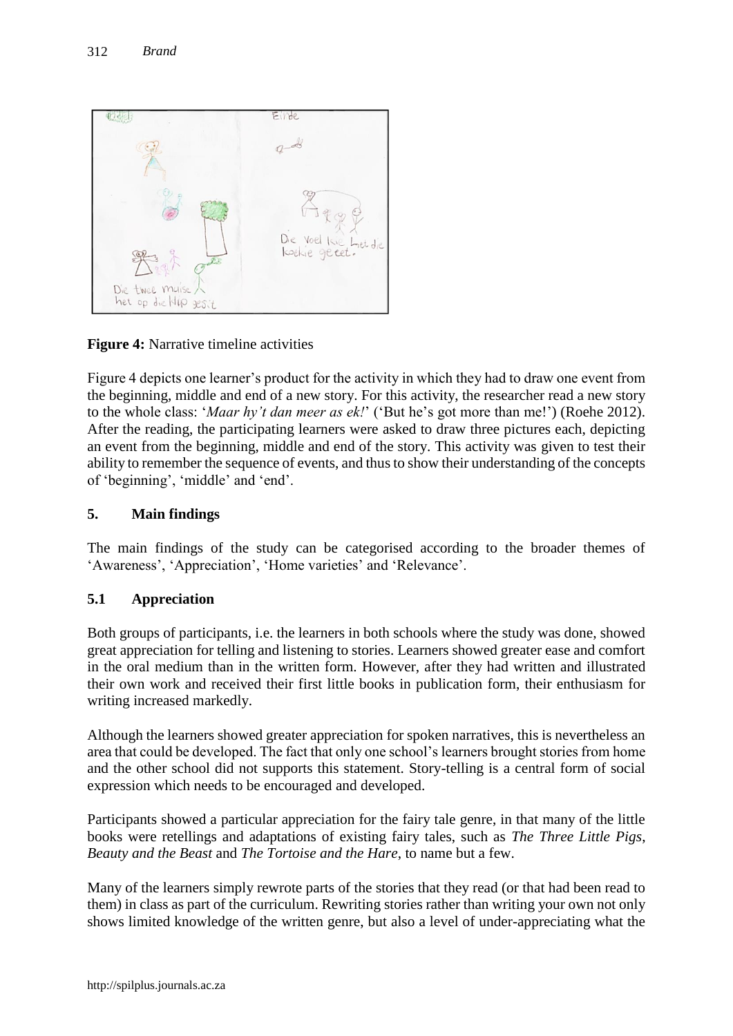**Figure 4:** Narrative timeline activities

Figure 4 depicts one learner's product for the activity in which they had to draw one event from the beginning, middle and end of a new story. For this activity, the researcher read a new story to the whole class: '*Maar hy't dan meer as ek!*' ('But he's got more than me!') (Roehe 2012). After the reading, the participating learners were asked to draw three pictures each, depicting an event from the beginning, middle and end of the story. This activity was given to test their ability to remember the sequence of events, and thus to show their understanding of the concepts of 'beginning', 'middle' and 'end'.

## 5. Main findings

The main findings of the study can be categorised according to the broader themes of 'Awareness', 'Appreciation', 'Home varieties' and 'Relevance'.

### 5.1 Appreciation

Both groups of participants, i.e. the learners in both schools where the study was done, showed great appreciation for telling and listening to stories. Learners showed greater ease and comfort in the oral medium than in the written form. However, after they had written and illustrated their own work and received their first little books in publication form, their enthusiasm for writing increased markedly.

Although the learners showed greater appreciation for spoken narratives, this is nevertheless an area that could be developed. The fact that only one school's learners brought stories from home and the other school did not supports this statement. Story-telling is a central form of social expression which needs to be encouraged and developed.

Participants showed a particular appreciation for the fairy tale genre, in that many of the little books were retellings and adaptations of existing fairy tales, such as *The Three Little Pigs*, *Beauty and the Beast* and *The Tortoise and the Hare*, to name but a few.

Many of the learners simply rewrote parts of the stories that they read (or that had been read to them) in class as part of the curriculum. Rewriting stories rather than writing your own not only shows limited knowledge of the written genre, but also a level of under-appreciating what the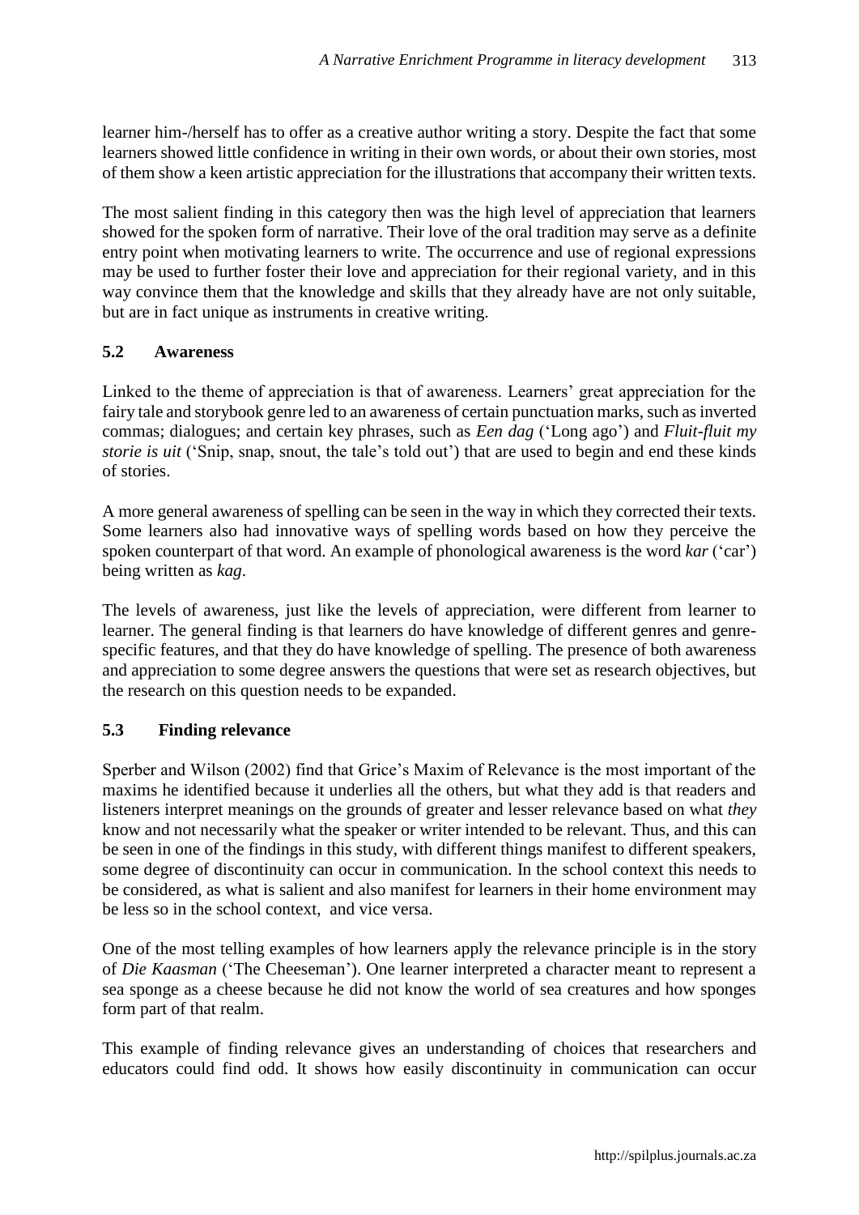learner him-/herself has to offer as a creative author writing a story. Despite the fact that some learners showed little confidence in writing in their own words, or about their own stories, most of them show a keen artistic appreciation for the illustrations that accompany their written texts.

The most salient finding in this category then was the high level of appreciation that learners showed for the spoken form of narrative. Their love of the oral tradition may serve as a definite entry point when motivating learners to write. The occurrence and use of regional expressions may be used to further foster their love and appreciation for their regional variety, and in this way convince them that the knowledge and skills that they already have are not only suitable, but are in fact unique as instruments in creative writing.

### 5.2 Awareness

Linked to the theme of appreciation is that of awareness. Learners' great appreciation for the fairy tale and storybook genre led to an awareness of certain punctuation marks, such as inverted commas; dialogues; and certain key phrases, such as *Een dag* ('Long ago') and *Fluit-fluit my storie is uit* ('Snip, snap, snout, the tale's told out') that are used to begin and end these kinds of stories.

A more general awareness of spelling can be seen in the way in which they corrected their texts. Some learners also had innovative ways of spelling words based on how they perceive the spoken counterpart of that word. An example of phonological awareness is the word *kar* ('car') being written as *kag*.

The levels of awareness, just like the levels of appreciation, were different from learner to learner. The general finding is that learners do have knowledge of different genres and genre-specific features, and that they do have knowledge of spelling. The presence of both awareness and appreciation to some degree answers the questions that were set as research objectives, but the research on this question needs to be expanded.

### 5.3 Finding relevance

Sperber and Wilson (2002) find that Grice's Maxim of Relevance is the most important of the maxims he identified because it underlies all the others, but what they add is that readers and listeners interpret meanings on the grounds of greater and lesser relevance based on what *they* know and not necessarily what the speaker or writer intended to be relevant. Thus, and this can be seen in one of the findings in this study, with different things manifest to different speakers, some degree of discontinuity can occur in communication. In the school context this needs to be considered, as what is salient and also manifest for learners in their home environment may be less so in the school context, and vice versa.

One of the most telling examples of how learners apply the relevance principle is in the story of *Die Kaasman* ('The Cheeseman'). One learner interpreted a character meant to represent a sea sponge as a cheese because he did not know the world of sea creatures and how sponges form part of that realm.

This example of finding relevance gives an understanding of choices that researchers and educators could find odd. It shows how easily discontinuity in communication can occur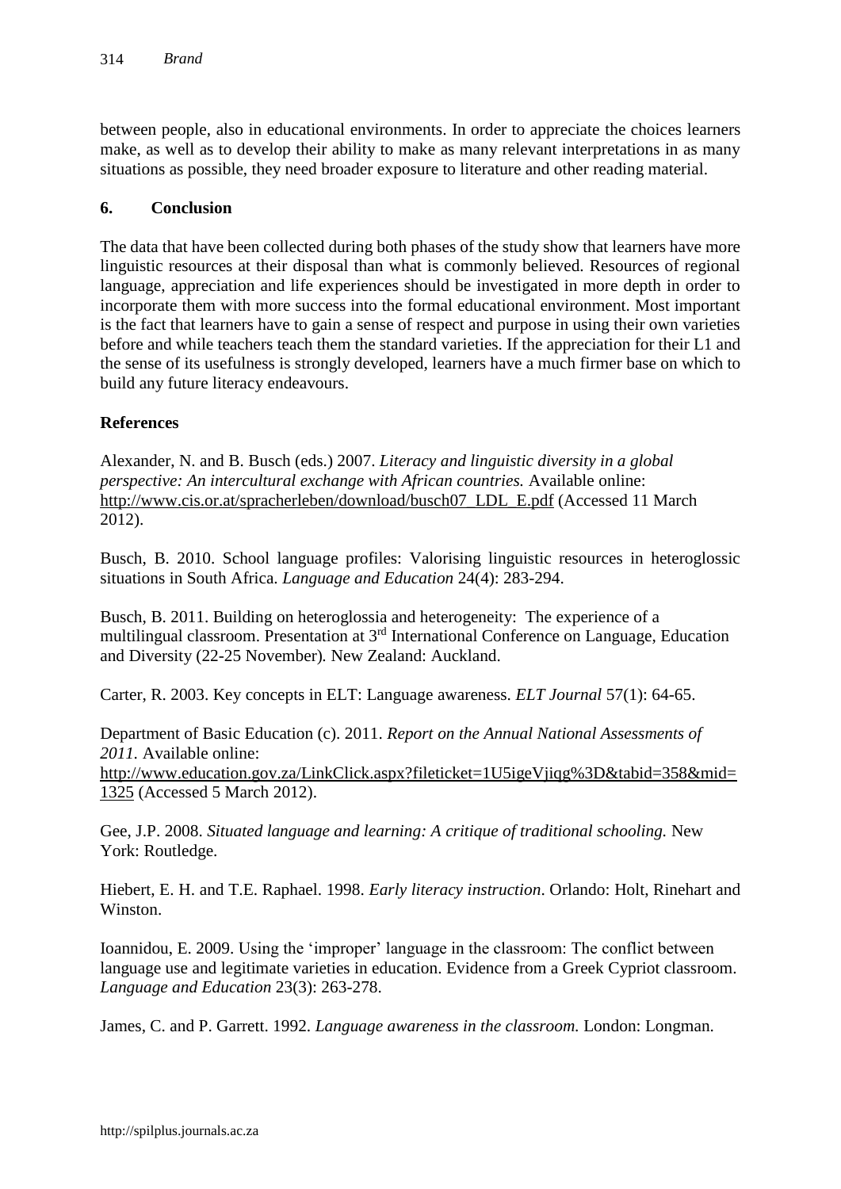between people, also in educational environments. In order to appreciate the choices learners make, as well as to develop their ability to make as many relevant interpretations in as many situations as possible, they need broader exposure to literature and other reading material.

## 6. Conclusion

The data that have been collected during both phases of the study show that learners have more linguistic resources at their disposal than what is commonly believed. Resources of regional language, appreciation and life experiences should be investigated in more depth in order to incorporate them with more success into the formal educational environment. Most important is the fact that learners have to gain a sense of respect and purpose in using their own varieties before and while teachers teach them the standard varieties. If the appreciation for their L1 and the sense of its usefulness is strongly developed, learners have a much firmer base on which to build any future literacy endeavours.

## References

Alexander, N. and B. Busch (eds.) 2007. *Literacy and linguistic diversity in a global perspective: An intercultural exchange with African countries.* Available online: http://www.cis.or.at/spracherleben/download/busch07_LDL_E.pdf (Accessed 11 March 2012).

Busch, B. 2010. School language profiles: Valorising linguistic resources in heteroglossic situations in South Africa. *Language and Education* 24(4): 283-294.

Busch, B. 2011. Building on heteroglossia and heterogeneity: The experience of a multilingual classroom. Presentation at 3rd International Conference on Language, Education and Diversity (22-25 November). New Zealand: Auckland.

Carter, R. 2003. Key concepts in ELT: Language awareness. *ELT Journal* 57(1): 64-65.

Department of Basic Education (c). 2011. *Report on the Annual National Assessments of 2011.* Available online: http://www.education.gov.za/LinkClick.aspx?fileticket=1U5igeVjiqg%3D&tabid=358&mid=1325 (Accessed 5 March 2012).

Gee, J.P. 2008. *Situated language and learning: A critique of traditional schooling.* New York: Routledge.

Hiebert, E. H. and T.E. Raphael. 1998. *Early literacy instruction*. Orlando: Holt, Rinehart and Winston.

Ioannidou, E. 2009. Using the 'improper' language in the classroom: The conflict between language use and legitimate varieties in education. Evidence from a Greek Cypriot classroom. *Language and Education* 23(3): 263-278.

James, C. and P. Garrett. 1992. *Language awareness in the classroom.* London: Longman.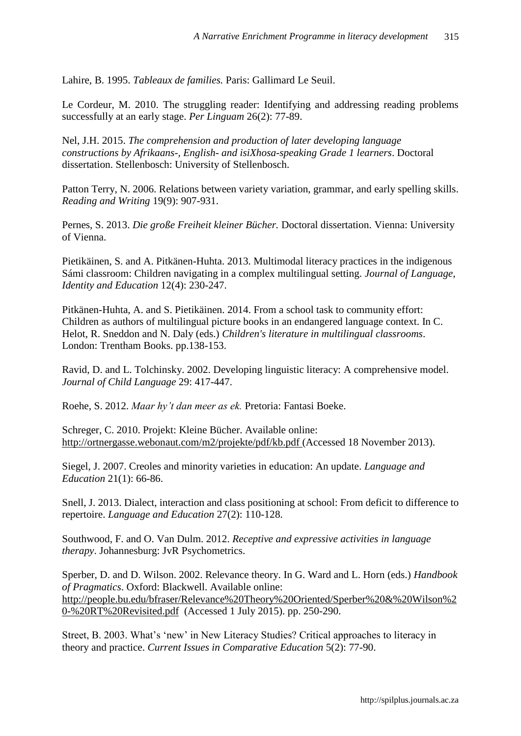Lahire, B. 1995. *Tableaux de families.* Paris: Gallimard Le Seuil.

Le Cordeur, M. 2010. The struggling reader: Identifying and addressing reading problems successfully at an early stage. *Per Linguam* 26(2): 77-89.

Nel, J.H. 2015. *The comprehension and production of later developing language constructions by Afrikaans-, English- and isiXhosa-speaking Grade 1 learners*. Doctoral dissertation. Stellenbosch: University of Stellenbosch.

Patton Terry, N. 2006. Relations between variety variation, grammar, and early spelling skills. *Reading and Writing* 19(9): 907-931.

Pernes, S. 2013. *Die große Freiheit kleiner Bücher.* Doctoral dissertation. Vienna: University of Vienna.

Pietikäinen, S. and A. Pitkänen-Huhta. 2013. Multimodal literacy practices in the indigenous Sámi classroom: Children navigating in a complex multilingual setting. *Journal of Language, Identity and Education* 12(4): 230-247.

Pitkänen-Huhta, A. and S. Pietikäinen. 2014. From a school task to community effort: Children as authors of multilingual picture books in an endangered language context. In C. Helot, R. Sneddon and N. Daly (eds.) *Children's literature in multilingual classrooms*. London: Trentham Books. pp.138-153.

Ravid, D. and L. Tolchinsky. 2002. Developing linguistic literacy: A comprehensive model. *Journal of Child Language* 29: 417-447.

Roehe, S. 2012. *Maar hy't dan meer as ek.* Pretoria: Fantasi Boeke.

Schreger, C. 2010. Projekt: Kleine Bücher. Available online: http://ortnergasse.webonaut.com/m2/projekte/pdf/kb.pdf (Accessed 18 November 2013).

Siegel, J. 2007. Creoles and minority varieties in education: An update. *Language and Education* 21(1): 66-86.

Snell, J. 2013. Dialect, interaction and class positioning at school: From deficit to difference to repertoire. *Language and Education* 27(2): 110-128.

Southwood, F. and O. Van Dulm. 2012. *Receptive and expressive activities in language therapy*. Johannesburg: JvR Psychometrics.

Sperber, D. and D. Wilson. 2002. Relevance theory. In G. Ward and L. Horn (eds.) *Handbook of Pragmatics*. Oxford: Blackwell. Available online: http://people.bu.edu/bfraser/Relevance%20Theory%20Oriented/Sperber%20&%20Wilson%20-%20RT%20Revisited.pdf (Accessed 1 July 2015). pp. 250-290.

Street, B. 2003. What's 'new' in New Literacy Studies? Critical approaches to literacy in theory and practice. *Current Issues in Comparative Education* 5(2): 77-90.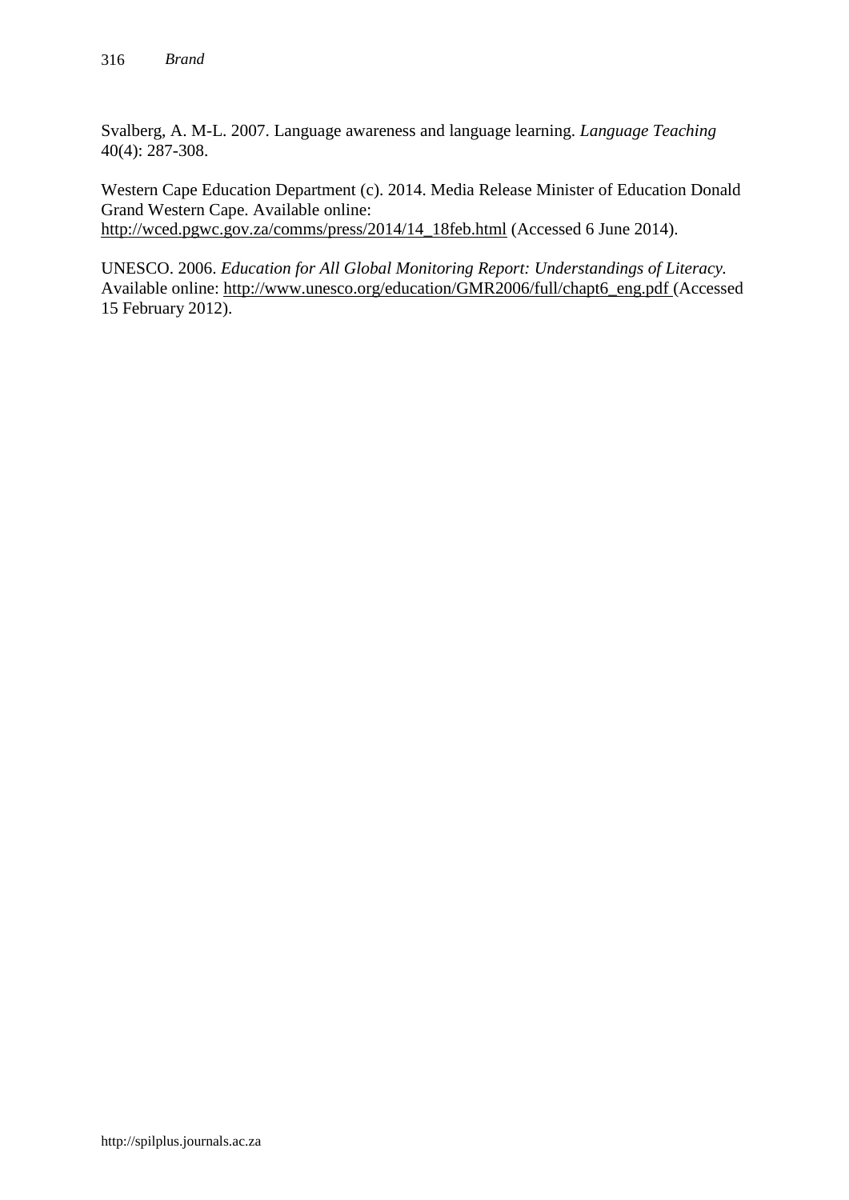Svalberg, A. M-L. 2007. Language awareness and language learning. *Language Teaching* 40(4): 287-308.

Western Cape Education Department (c). 2014. Media Release Minister of Education Donald Grand Western Cape. Available online: http://wced.pgwc.gov.za/comms/press/2014/14_18feb.html (Accessed 6 June 2014).

UNESCO. 2006. *Education for All Global Monitoring Report: Understandings of Literacy.* Available online: http://www.unesco.org/education/GMR2006/full/chapt6_eng.pdf (Accessed 15 February 2012).